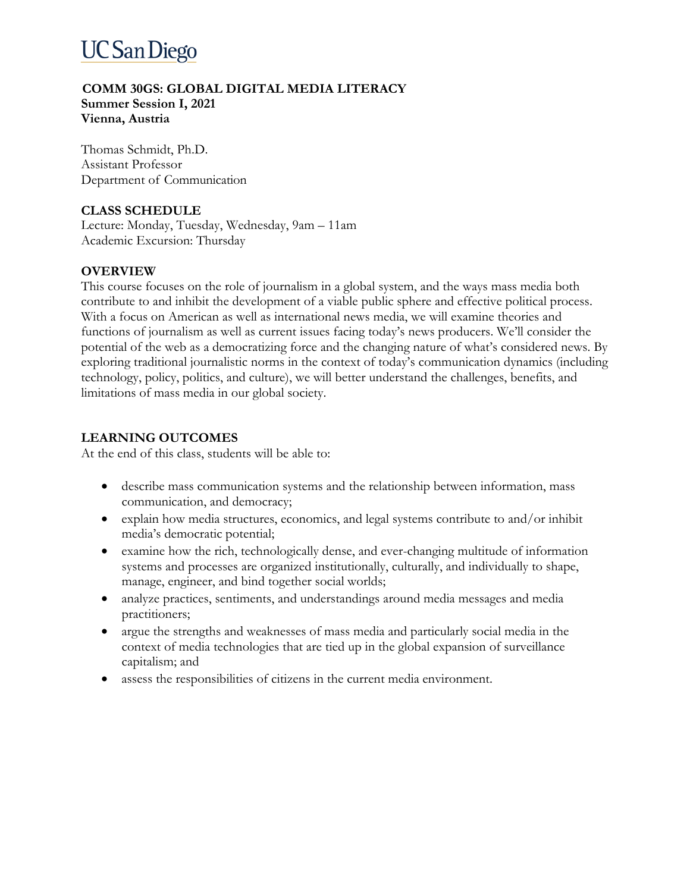UC San Diego

# COMM 30GS: GLOBAL DIGITAL MEDIA LITERACY

**Summer Session I, 2021**
**Vienna, Austria**

Thomas Schmidt, Ph.D.
Assistant Professor
Department of Communication

## CLASS SCHEDULE

Lecture: Monday, Tuesday, Wednesday, 9am – 11am
Academic Excursion: Thursday

## OVERVIEW

This course focuses on the role of journalism in a global system, and the ways mass media both contribute to and inhibit the development of a viable public sphere and effective political process. With a focus on American as well as international news media, we will examine theories and functions of journalism as well as current issues facing today's news producers. We'll consider the potential of the web as a democratizing force and the changing nature of what's considered news. By exploring traditional journalistic norms in the context of today's communication dynamics (including technology, policy, politics, and culture), we will better understand the challenges, benefits, and limitations of mass media in our global society.

## LEARNING OUTCOMES

At the end of this class, students will be able to:

- describe mass communication systems and the relationship between information, mass communication, and democracy;
- explain how media structures, economics, and legal systems contribute to and/or inhibit media's democratic potential;
- examine how the rich, technologically dense, and ever-changing multitude of information systems and processes are organized institutionally, culturally, and individually to shape, manage, engineer, and bind together social worlds;
- analyze practices, sentiments, and understandings around media messages and media practitioners;
- argue the strengths and weaknesses of mass media and particularly social media in the context of media technologies that are tied up in the global expansion of surveillance capitalism; and
- assess the responsibilities of citizens in the current media environment.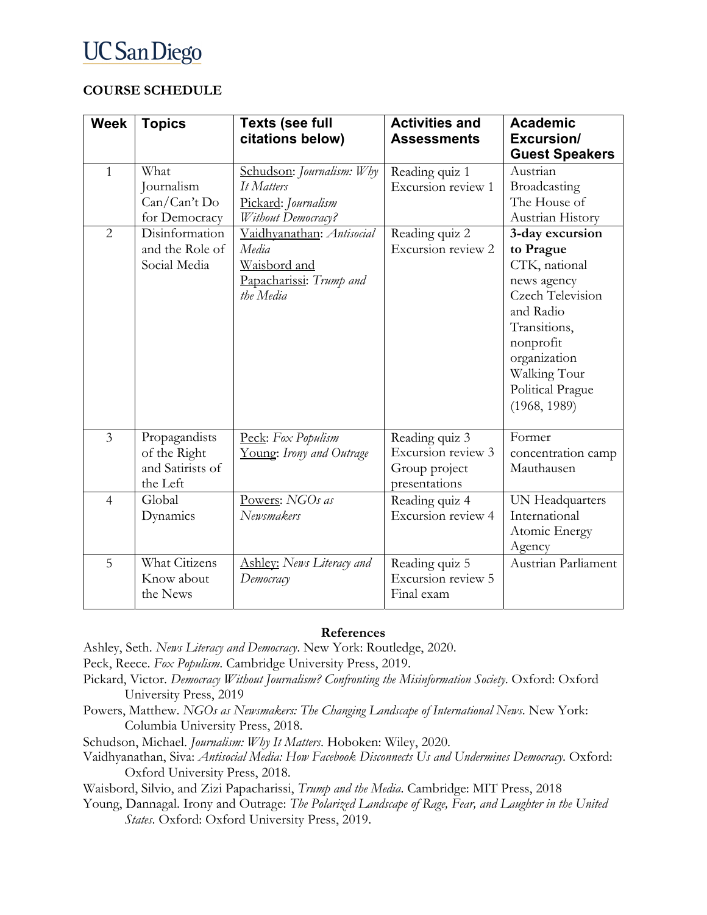**COURSE SCHEDULE**

| Week | Topics | Texts (see full citations below) | Activities and Assessments | Academic Excursion/ Guest Speakers |
|---|---|---|---|---|
| 1 | What Journalism Can/Can't Do for Democracy | Schudson: *Journalism: Why It Matters*<br>Pickard: *Journalism Without Democracy?* | Reading quiz 1<br>Excursion review 1 | Austrian Broadcasting<br>The House of Austrian History |
| 2 | Disinformation and the Role of Social Media | Vaidhyanathan: *Antisocial Media*<br>Waisbord and Papacharissi: *Trump and the Media* | Reading quiz 2<br>Excursion review 2 | **3-day excursion to Prague**<br>CTK, national news agency<br>Czech Television and Radio<br>Transitions, nonprofit organization<br>Walking Tour Political Prague (1968, 1989) |
| 3 | Propagandists of the Right and Satirists of the Left | Peck: *Fox Populism*<br>Young: *Irony and Outrage* | Reading quiz 3<br>Excursion review 3<br>Group project presentations | Former concentration camp Mauthausen |
| 4 | Global Dynamics | Powers: *NGOs as Newsmakers* | Reading quiz 4<br>Excursion review 4 | UN Headquarters<br>International Atomic Energy Agency |
| 5 | What Citizens Know about the News | Ashley: *News Literacy and Democracy* | Reading quiz 5<br>Excursion review 5<br>Final exam | Austrian Parliament |

**References**

Ashley, Seth. *News Literacy and Democracy*. New York: Routledge, 2020.

Peck, Reece. *Fox Populism*. Cambridge University Press, 2019.

Pickard, Victor. *Democracy Without Journalism? Confronting the Misinformation Society*. Oxford: Oxford University Press, 2019

Powers, Matthew. *NGOs as Newsmakers: The Changing Landscape of International News*. New York: Columbia University Press, 2018.

Schudson, Michael. *Journalism: Why It Matters*. Hoboken: Wiley, 2020.

Vaidhyanathan, Siva: *Antisocial Media: How Facebook Disconnects Us and Undermines Democracy*. Oxford: Oxford University Press, 2018.

Waisbord, Silvio, and Zizi Papacharissi, *Trump and the Media*. Cambridge: MIT Press, 2018

Young, Dannagal. Irony and Outrage: *The Polarized Landscape of Rage, Fear, and Laughter in the United States*. Oxford: Oxford University Press, 2019.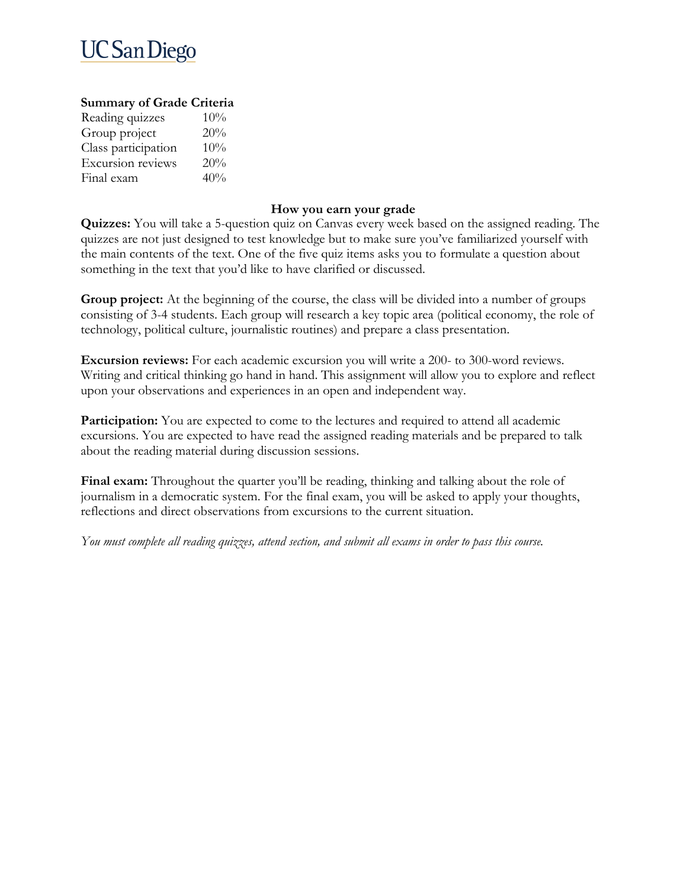**Summary of Grade Criteria**

| | |
|---|---|
| Reading quizzes | 10% |
| Group project | 20% |
| Class participation | 10% |
| Excursion reviews | 20% |
| Final exam | 40% |

## How you earn your grade

**Quizzes:** You will take a 5-question quiz on Canvas every week based on the assigned reading. The quizzes are not just designed to test knowledge but to make sure you've familiarized yourself with the main contents of the text. One of the five quiz items asks you to formulate a question about something in the text that you'd like to have clarified or discussed.

**Group project:** At the beginning of the course, the class will be divided into a number of groups consisting of 3-4 students. Each group will research a key topic area (political economy, the role of technology, political culture, journalistic routines) and prepare a class presentation.

**Excursion reviews:** For each academic excursion you will write a 200- to 300-word reviews. Writing and critical thinking go hand in hand. This assignment will allow you to explore and reflect upon your observations and experiences in an open and independent way.

**Participation:** You are expected to come to the lectures and required to attend all academic excursions. You are expected to have read the assigned reading materials and be prepared to talk about the reading material during discussion sessions.

**Final exam:** Throughout the quarter you'll be reading, thinking and talking about the role of journalism in a democratic system. For the final exam, you will be asked to apply your thoughts, reflections and direct observations from excursions to the current situation.

*You must complete all reading quizzes, attend section, and submit all exams in order to pass this course.*